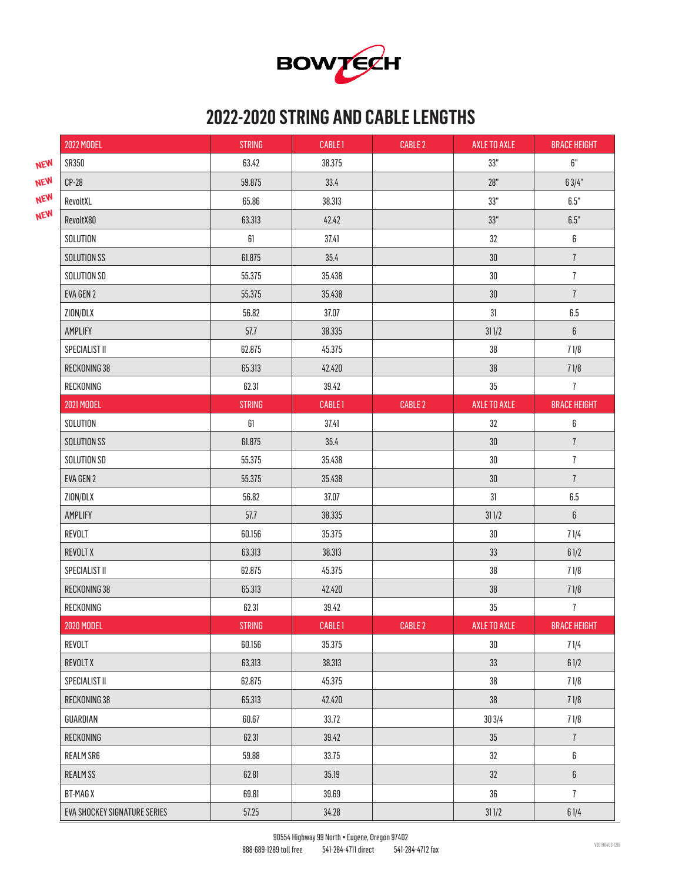BOWTECH

# 2022-2020 STRING AND CABLE LENGTHS

| | 2022 MODEL | STRING | CABLE 1 | CABLE 2 | AXLE TO AXLE | BRACE HEIGHT |
|---|---|---|---|---|---|---|
| NEW | SR350 | 63.42 | 38.375 | | 33" | 6" |
| NEW | CP-28 | 59.875 | 33.4 | | 28" | 6 3/4" |
| NEW | RevoltXL | 65.86 | 38.313 | | 33" | 6.5" |
| NEW | RevoltX80 | 63.313 | 42.42 | | 33" | 6.5" |
| | SOLUTION | 61 | 37.41 | | 32 | 6 |
| | SOLUTION SS | 61.875 | 35.4 | | 30 | 7 |
| | SOLUTION SD | 55.375 | 35.438 | | 30 | 7 |
| | EVA GEN 2 | 55.375 | 35.438 | | 30 | 7 |
| | ZION/DLX | 56.82 | 37.07 | | 31 | 6.5 |
| | AMPLIFY | 57.7 | 38.335 | | 31 1/2 | 6 |
| | SPECIALIST II | 62.875 | 45.375 | | 38 | 7 1/8 |
| | RECKONING 38 | 65.313 | 42.420 | | 38 | 7 1/8 |
| | RECKONING | 62.31 | 39.42 | | 35 | 7 |
| | 2021 MODEL | STRING | CABLE 1 | CABLE 2 | AXLE TO AXLE | BRACE HEIGHT |
| | SOLUTION | 61 | 37.41 | | 32 | 6 |
| | SOLUTION SS | 61.875 | 35.4 | | 30 | 7 |
| | SOLUTION SD | 55.375 | 35.438 | | 30 | 7 |
| | EVA GEN 2 | 55.375 | 35.438 | | 30 | 7 |
| | ZION/DLX | 56.82 | 37.07 | | 31 | 6.5 |
| | AMPLIFY | 57.7 | 38.335 | | 31 1/2 | 6 |
| | REVOLT | 60.156 | 35.375 | | 30 | 7 1/4 |
| | REVOLT X | 63.313 | 38.313 | | 33 | 6 1/2 |
| | SPECIALIST II | 62.875 | 45.375 | | 38 | 7 1/8 |
| | RECKONING 38 | 65.313 | 42.420 | | 38 | 7 1/8 |
| | RECKONING | 62.31 | 39.42 | | 35 | 7 |
| | 2020 MODEL | STRING | CABLE 1 | CABLE 2 | AXLE TO AXLE | BRACE HEIGHT |
| | REVOLT | 60.156 | 35.375 | | 30 | 7 1/4 |
| | REVOLT X | 63.313 | 38.313 | | 33 | 6 1/2 |
| | SPECIALIST II | 62.875 | 45.375 | | 38 | 7 1/8 |
| | RECKONING 38 | 65.313 | 42.420 | | 38 | 7 1/8 |
| | GUARDIAN | 60.67 | 33.72 | | 30 3/4 | 7 1/8 |
| | RECKONING | 62.31 | 39.42 | | 35 | 7 |
| | REALM SR6 | 59.88 | 33.75 | | 32 | 6 |
| | REALM SS | 62.81 | 35.19 | | 32 | 6 |
| | BT-MAG X | 69.81 | 39.69 | | 36 | 7 |
| | EVA SHOCKEY SIGNATURE SERIES | 57.25 | 34.28 | | 31 1/2 | 6 1/4 |

90554 Highway 99 North • Eugene, Oregon 97402

888-689-1289 toll free 541-284-4711 direct 541-284-4712 fax

V20190403-1218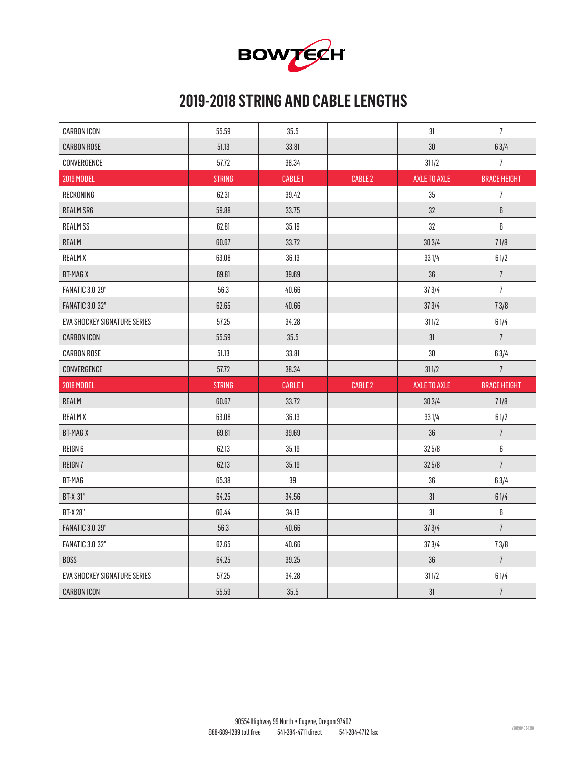# 2019-2018 STRING AND CABLE LENGTHS

| | | | | | |
|---|---|---|---|---|---|
| CARBON ICON | 55.59 | 35.5 | | 31 | 7 |
| CARBON ROSE | 51.13 | 33.81 | | 30 | 6 3/4 |
| CONVERGENCE | 57.72 | 38.34 | | 31 1/2 | 7 |
| **2019 MODEL** | **STRING** | **CABLE 1** | **CABLE 2** | **AXLE TO AXLE** | **BRACE HEIGHT** |
| RECKONING | 62.31 | 39.42 | | 35 | 7 |
| REALM SR6 | 59.88 | 33.75 | | 32 | 6 |
| REALM SS | 62.81 | 35.19 | | 32 | 6 |
| REALM | 60.67 | 33.72 | | 30 3/4 | 7 1/8 |
| REALM X | 63.08 | 36.13 | | 33 1/4 | 6 1/2 |
| BT-MAG X | 69.81 | 39.69 | | 36 | 7 |
| FANATIC 3.0 29" | 56.3 | 40.66 | | 37 3/4 | 7 |
| FANATIC 3.0 32" | 62.65 | 40.66 | | 37 3/4 | 7 3/8 |
| EVA SHOCKEY SIGNATURE SERIES | 57.25 | 34.28 | | 31 1/2 | 6 1/4 |
| CARBON ICON | 55.59 | 35.5 | | 31 | 7 |
| CARBON ROSE | 51.13 | 33.81 | | 30 | 6 3/4 |
| CONVERGENCE | 57.72 | 38.34 | | 31 1/2 | 7 |
| **2018 MODEL** | **STRING** | **CABLE 1** | **CABLE 2** | **AXLE TO AXLE** | **BRACE HEIGHT** |
| REALM | 60.67 | 33.72 | | 30 3/4 | 7 1/8 |
| REALM X | 63.08 | 36.13 | | 33 1/4 | 6 1/2 |
| BT-MAG X | 69.81 | 39.69 | | 36 | 7 |
| REIGN 6 | 62.13 | 35.19 | | 32 5/8 | 6 |
| REIGN 7 | 62.13 | 35.19 | | 32 5/8 | 7 |
| BT-MAG | 65.38 | 39 | | 36 | 6 3/4 |
| BT-X 31" | 64.25 | 34.56 | | 31 | 6 1/4 |
| BT-X 28" | 60.44 | 34.13 | | 31 | 6 |
| FANATIC 3.0 29" | 56.3 | 40.66 | | 37 3/4 | 7 |
| FANATIC 3.0 32" | 62.65 | 40.66 | | 37 3/4 | 7 3/8 |
| BOSS | 64.25 | 39.25 | | 36 | 7 |
| EVA SHOCKEY SIGNATURE SERIES | 57.25 | 34.28 | | 31 1/2 | 6 1/4 |
| CARBON ICON | 55.59 | 35.5 | | 31 | 7 |

90554 Highway 99 North • Eugene, Oregon 97402
888-689-1289 toll free 541-284-4711 direct 541-284-4712 fax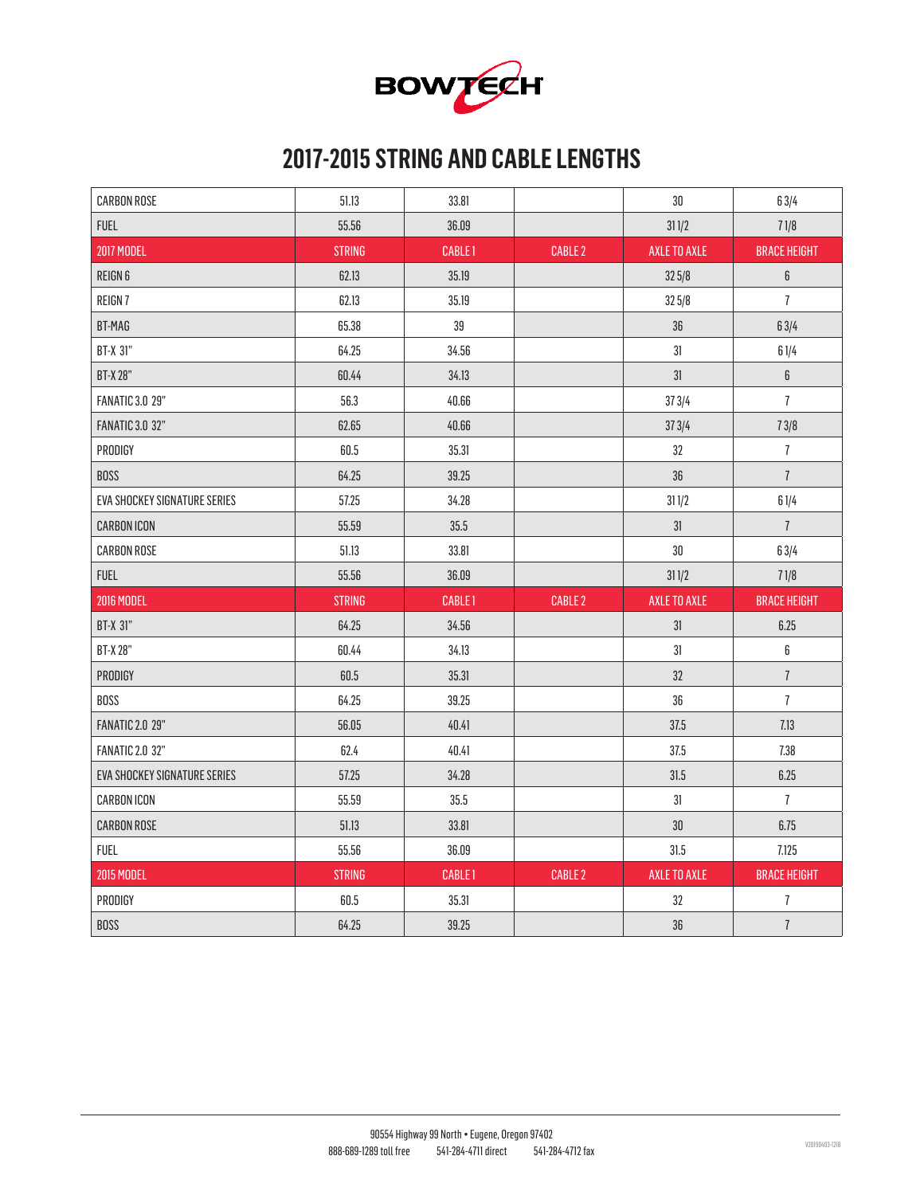BOWTECH

# 2017-2015 STRING AND CABLE LENGTHS

| | | | | | |
|---|---|---|---|---|---|
| CARBON ROSE | 51.13 | 33.81 | | 30 | 6 3/4 |
| FUEL | 55.56 | 36.09 | | 31 1/2 | 7 1/8 |
| 2017 MODEL | STRING | CABLE 1 | CABLE 2 | AXLE TO AXLE | BRACE HEIGHT |
| REIGN 6 | 62.13 | 35.19 | | 32 5/8 | 6 |
| REIGN 7 | 62.13 | 35.19 | | 32 5/8 | 7 |
| BT-MAG | 65.38 | 39 | | 36 | 6 3/4 |
| BT-X 31" | 64.25 | 34.56 | | 31 | 6 1/4 |
| BT-X 28" | 60.44 | 34.13 | | 31 | 6 |
| FANATIC 3.0 29" | 56.3 | 40.66 | | 37 3/4 | 7 |
| FANATIC 3.0 32" | 62.65 | 40.66 | | 37 3/4 | 7 3/8 |
| PRODIGY | 60.5 | 35.31 | | 32 | 7 |
| BOSS | 64.25 | 39.25 | | 36 | 7 |
| EVA SHOCKEY SIGNATURE SERIES | 57.25 | 34.28 | | 31 1/2 | 6 1/4 |
| CARBON ICON | 55.59 | 35.5 | | 31 | 7 |
| CARBON ROSE | 51.13 | 33.81 | | 30 | 6 3/4 |
| FUEL | 55.56 | 36.09 | | 31 1/2 | 7 1/8 |
| 2016 MODEL | STRING | CABLE 1 | CABLE 2 | AXLE TO AXLE | BRACE HEIGHT |
| BT-X 31" | 64.25 | 34.56 | | 31 | 6.25 |
| BT-X 28" | 60.44 | 34.13 | | 31 | 6 |
| PRODIGY | 60.5 | 35.31 | | 32 | 7 |
| BOSS | 64.25 | 39.25 | | 36 | 7 |
| FANATIC 2.0 29" | 56.05 | 40.41 | | 37.5 | 7.13 |
| FANATIC 2.0 32" | 62.4 | 40.41 | | 37.5 | 7.38 |
| EVA SHOCKEY SIGNATURE SERIES | 57.25 | 34.28 | | 31.5 | 6.25 |
| CARBON ICON | 55.59 | 35.5 | | 31 | 7 |
| CARBON ROSE | 51.13 | 33.81 | | 30 | 6.75 |
| FUEL | 55.56 | 36.09 | | 31.5 | 7.125 |
| 2015 MODEL | STRING | CABLE 1 | CABLE 2 | AXLE TO AXLE | BRACE HEIGHT |
| PRODIGY | 60.5 | 35.31 | | 32 | 7 |
| BOSS | 64.25 | 39.25 | | 36 | 7 |

90554 Highway 99 North • Eugene, Oregon 97402
888-689-1289 toll free 541-284-4711 direct 541-284-4712 fax

V20190403-1218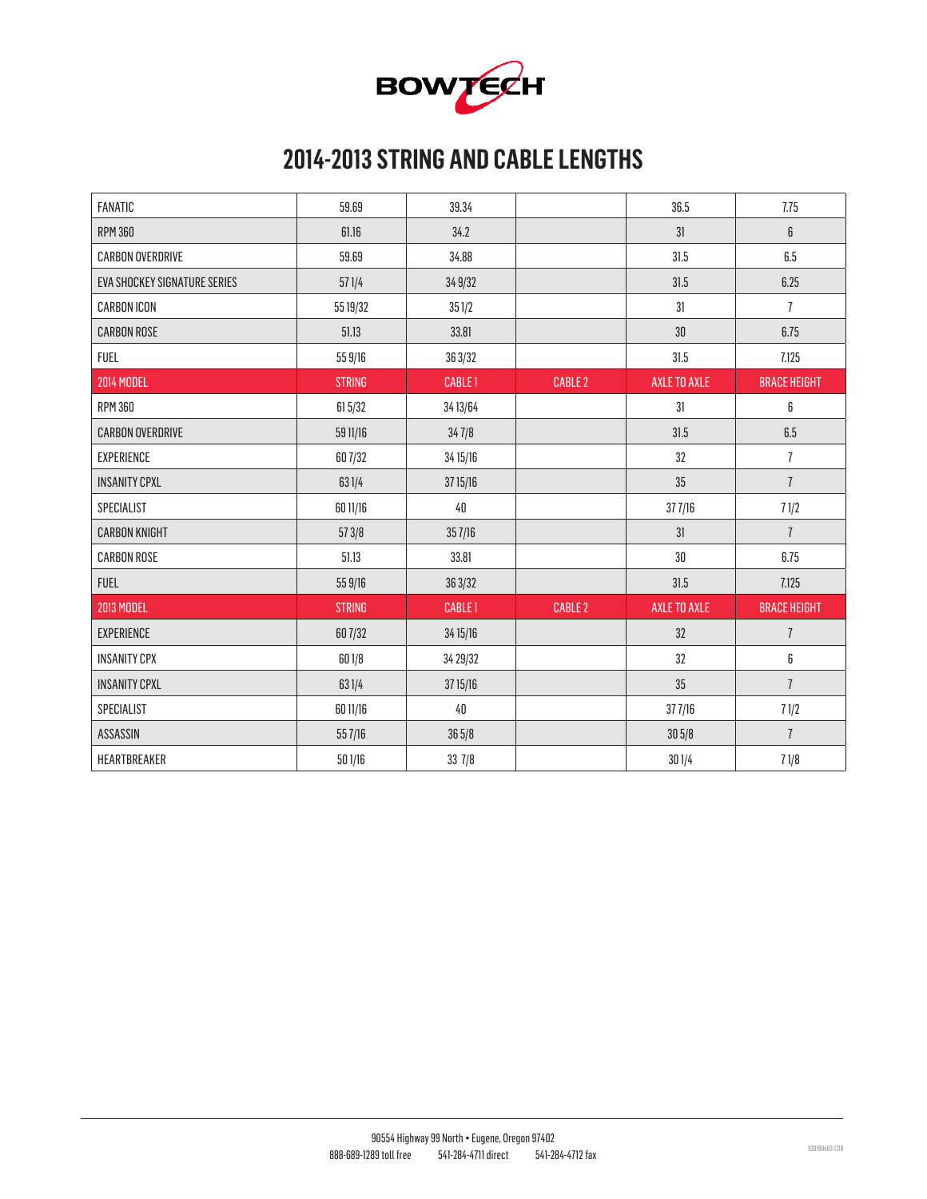# 2014-2013 STRING AND CABLE LENGTHS

| | | | | | |
|---|---|---|---|---|---|
| FANATIC | 59.69 | 39.34 | | 36.5 | 7.75 |
| RPM 360 | 61.16 | 34.2 | | 31 | 6 |
| CARBON OVERDRIVE | 59.69 | 34.88 | | 31.5 | 6.5 |
| EVA SHOCKEY SIGNATURE SERIES | 57 1/4 | 34 9/32 | | 31.5 | 6.25 |
| CARBON ICON | 55 19/32 | 35 1/2 | | 31 | 7 |
| CARBON ROSE | 51.13 | 33.81 | | 30 | 6.75 |
| FUEL | 55 9/16 | 36 3/32 | | 31.5 | 7.125 |
| **2014 MODEL** | **STRING** | **CABLE 1** | **CABLE 2** | **AXLE TO AXLE** | **BRACE HEIGHT** |
| RPM 360 | 61 5/32 | 34 13/64 | | 31 | 6 |
| CARBON OVERDRIVE | 59 11/16 | 34 7/8 | | 31.5 | 6.5 |
| EXPERIENCE | 60 7/32 | 34 15/16 | | 32 | 7 |
| INSANITY CPXL | 63 1/4 | 37 15/16 | | 35 | 7 |
| SPECIALIST | 60 11/16 | 40 | | 37 7/16 | 7 1/2 |
| CARBON KNIGHT | 57 3/8 | 35 7/16 | | 31 | 7 |
| CARBON ROSE | 51.13 | 33.81 | | 30 | 6.75 |
| FUEL | 55 9/16 | 36 3/32 | | 31.5 | 7.125 |
| **2013 MODEL** | **STRING** | **CABLE 1** | **CABLE 2** | **AXLE TO AXLE** | **BRACE HEIGHT** |
| EXPERIENCE | 60 7/32 | 34 15/16 | | 32 | 7 |
| INSANITY CPX | 60 1/8 | 34 29/32 | | 32 | 6 |
| INSANITY CPXL | 63 1/4 | 37 15/16 | | 35 | 7 |
| SPECIALIST | 60 11/16 | 40 | | 37 7/16 | 7 1/2 |
| ASSASSIN | 55 7/16 | 36 5/8 | | 30 5/8 | 7 |
| HEARTBREAKER | 50 1/16 | 33 7/8 | | 30 1/4 | 7 1/8 |

90554 Highway 99 North • Eugene, Oregon 97402
888-689-1289 toll free   541-284-4711 direct   541-284-4712 fax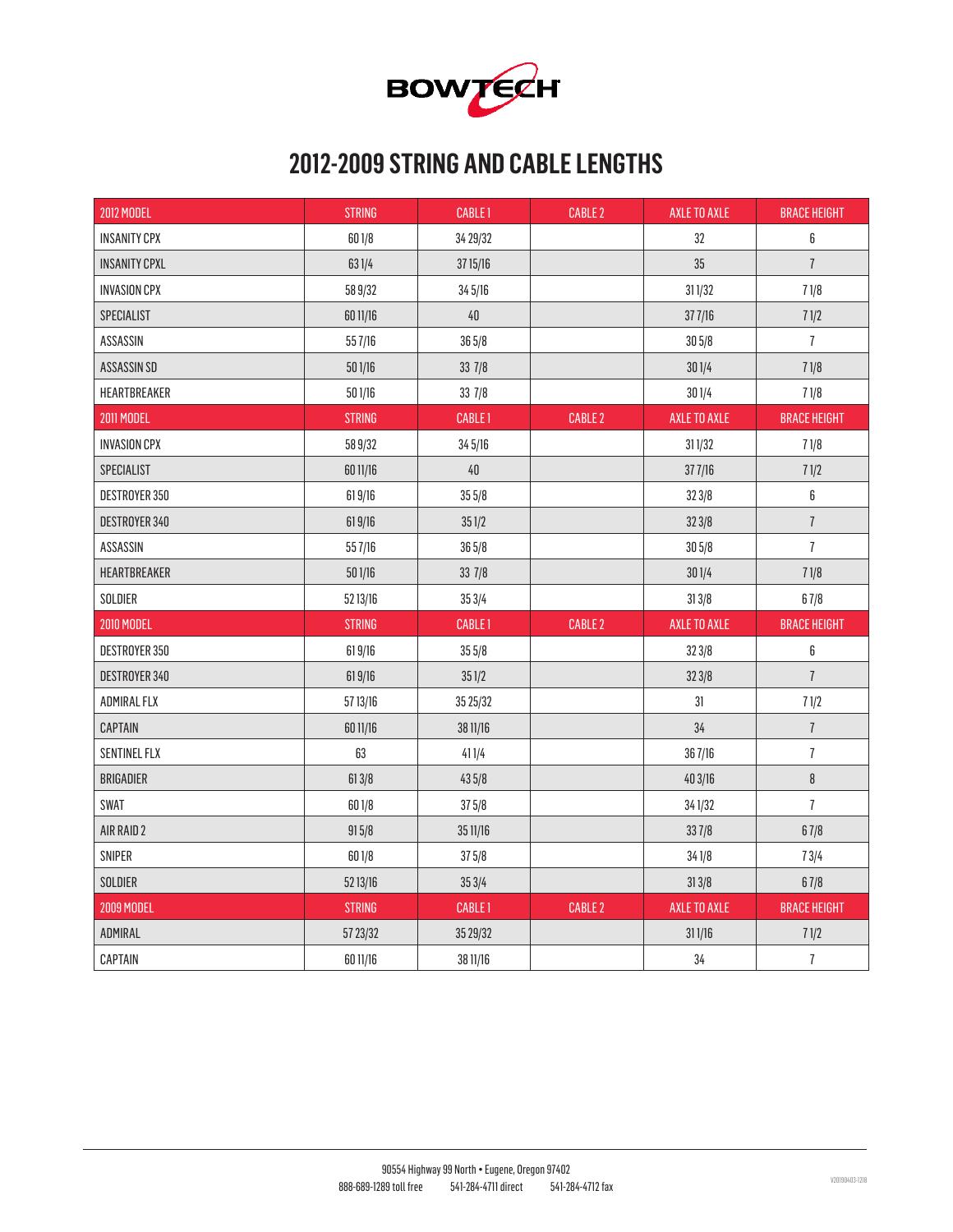BOWTECH

# 2012-2009 STRING AND CABLE LENGTHS

| 2012 MODEL | STRING | CABLE 1 | CABLE 2 | AXLE TO AXLE | BRACE HEIGHT |
|---|---|---|---|---|---|
| INSANITY CPX | 60 1/8 | 34 29/32 | | 32 | 6 |
| INSANITY CPXL | 63 1/4 | 37 15/16 | | 35 | 7 |
| INVASION CPX | 58 9/32 | 34 5/16 | | 31 1/32 | 7 1/8 |
| SPECIALIST | 60 11/16 | 40 | | 37 7/16 | 7 1/2 |
| ASSASSIN | 55 7/16 | 36 5/8 | | 30 5/8 | 7 |
| ASSASSIN SD | 50 1/16 | 33 7/8 | | 30 1/4 | 7 1/8 |
| HEARTBREAKER | 50 1/16 | 33 7/8 | | 30 1/4 | 7 1/8 |
| **2011 MODEL** | **STRING** | **CABLE 1** | **CABLE 2** | **AXLE TO AXLE** | **BRACE HEIGHT** |
| INVASION CPX | 58 9/32 | 34 5/16 | | 31 1/32 | 7 1/8 |
| SPECIALIST | 60 11/16 | 40 | | 37 7/16 | 7 1/2 |
| DESTROYER 350 | 61 9/16 | 35 5/8 | | 32 3/8 | 6 |
| DESTROYER 340 | 61 9/16 | 35 1/2 | | 32 3/8 | 7 |
| ASSASSIN | 55 7/16 | 36 5/8 | | 30 5/8 | 7 |
| HEARTBREAKER | 50 1/16 | 33 7/8 | | 30 1/4 | 7 1/8 |
| SOLDIER | 52 13/16 | 35 3/4 | | 31 3/8 | 6 7/8 |
| **2010 MODEL** | **STRING** | **CABLE 1** | **CABLE 2** | **AXLE TO AXLE** | **BRACE HEIGHT** |
| DESTROYER 350 | 61 9/16 | 35 5/8 | | 32 3/8 | 6 |
| DESTROYER 340 | 61 9/16 | 35 1/2 | | 32 3/8 | 7 |
| ADMIRAL FLX | 57 13/16 | 35 25/32 | | 31 | 7 1/2 |
| CAPTAIN | 60 11/16 | 38 11/16 | | 34 | 7 |
| SENTINEL FLX | 63 | 41 1/4 | | 36 7/16 | 7 |
| BRIGADIER | 61 3/8 | 43 5/8 | | 40 3/16 | 8 |
| SWAT | 60 1/8 | 37 5/8 | | 34 1/32 | 7 |
| AIR RAID 2 | 91 5/8 | 35 11/16 | | 33 7/8 | 6 7/8 |
| SNIPER | 60 1/8 | 37 5/8 | | 34 1/8 | 7 3/4 |
| SOLDIER | 52 13/16 | 35 3/4 | | 31 3/8 | 6 7/8 |
| **2009 MODEL** | **STRING** | **CABLE 1** | **CABLE 2** | **AXLE TO AXLE** | **BRACE HEIGHT** |
| ADMIRAL | 57 23/32 | 35 29/32 | | 31 1/16 | 7 1/2 |
| CAPTAIN | 60 11/16 | 38 11/16 | | 34 | 7 |

90554 Highway 99 North • Eugene, Oregon 97402
888-689-1289 toll free 541-284-4711 direct 541-284-4712 fax

V20190403-1218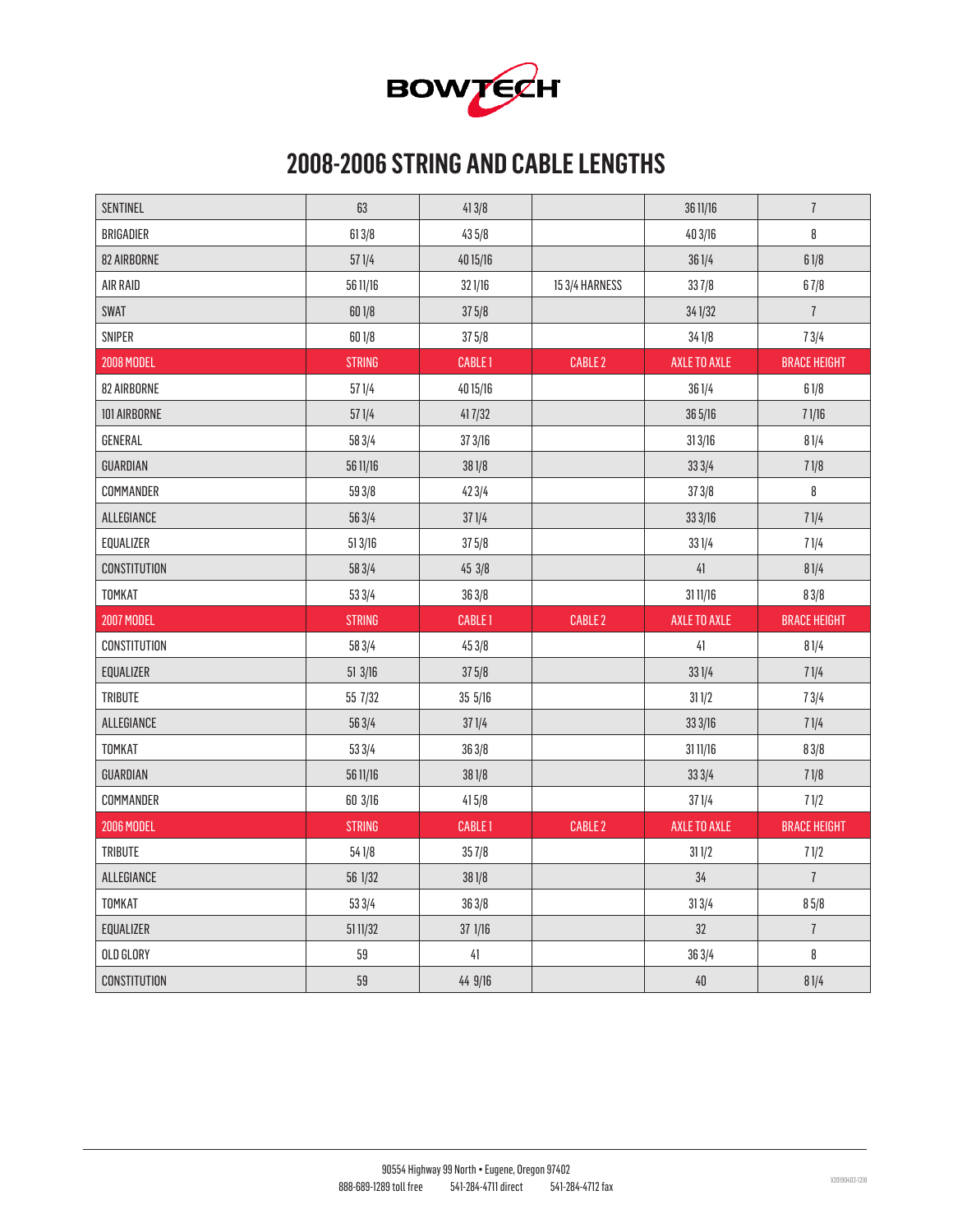# 2008-2006 STRING AND CABLE LENGTHS

| | | | | | |
|---|---|---|---|---|---|
| SENTINEL | 63 | 41 3/8 | | 36 11/16 | 7 |
| BRIGADIER | 61 3/8 | 43 5/8 | | 40 3/16 | 8 |
| 82 AIRBORNE | 57 1/4 | 40 15/16 | | 36 1/4 | 6 1/8 |
| AIR RAID | 56 11/16 | 32 1/16 | 15 3/4 HARNESS | 33 7/8 | 6 7/8 |
| SWAT | 60 1/8 | 37 5/8 | | 34 1/32 | 7 |
| SNIPER | 60 1/8 | 37 5/8 | | 34 1/8 | 7 3/4 |
| **2008 MODEL** | **STRING** | **CABLE 1** | **CABLE 2** | **AXLE TO AXLE** | **BRACE HEIGHT** |
| 82 AIRBORNE | 57 1/4 | 40 15/16 | | 36 1/4 | 6 1/8 |
| 101 AIRBORNE | 57 1/4 | 41 7/32 | | 36 5/16 | 7 1/16 |
| GENERAL | 58 3/4 | 37 3/16 | | 31 3/16 | 8 1/4 |
| GUARDIAN | 56 11/16 | 38 1/8 | | 33 3/4 | 7 1/8 |
| COMMANDER | 59 3/8 | 42 3/4 | | 37 3/8 | 8 |
| ALLEGIANCE | 56 3/4 | 37 1/4 | | 33 3/16 | 7 1/4 |
| EQUALIZER | 51 3/16 | 37 5/8 | | 33 1/4 | 7 1/4 |
| CONSTITUTION | 58 3/4 | 45 3/8 | | 41 | 8 1/4 |
| TOMKAT | 53 3/4 | 36 3/8 | | 31 11/16 | 8 3/8 |
| **2007 MODEL** | **STRING** | **CABLE 1** | **CABLE 2** | **AXLE TO AXLE** | **BRACE HEIGHT** |
| CONSTITUTION | 58 3/4 | 45 3/8 | | 41 | 8 1/4 |
| EQUALIZER | 51 3/16 | 37 5/8 | | 33 1/4 | 7 1/4 |
| TRIBUTE | 55 7/32 | 35 5/16 | | 31 1/2 | 7 3/4 |
| ALLEGIANCE | 56 3/4 | 37 1/4 | | 33 3/16 | 7 1/4 |
| TOMKAT | 53 3/4 | 36 3/8 | | 31 11/16 | 8 3/8 |
| GUARDIAN | 56 11/16 | 38 1/8 | | 33 3/4 | 7 1/8 |
| COMMANDER | 60 3/16 | 41 5/8 | | 37 1/4 | 7 1/2 |
| **2006 MODEL** | **STRING** | **CABLE 1** | **CABLE 2** | **AXLE TO AXLE** | **BRACE HEIGHT** |
| TRIBUTE | 54 1/8 | 35 7/8 | | 31 1/2 | 7 1/2 |
| ALLEGIANCE | 56 1/32 | 38 1/8 | | 34 | 7 |
| TOMKAT | 53 3/4 | 36 3/8 | | 31 3/4 | 8 5/8 |
| EQUALIZER | 51 11/32 | 37 1/16 | | 32 | 7 |
| OLD GLORY | 59 | 41 | | 36 3/4 | 8 |
| CONSTITUTION | 59 | 44 9/16 | | 40 | 8 1/4 |

90554 Highway 99 North • Eugene, Oregon 97402
888-689-1289 toll free 541-284-4711 direct 541-284-4712 fax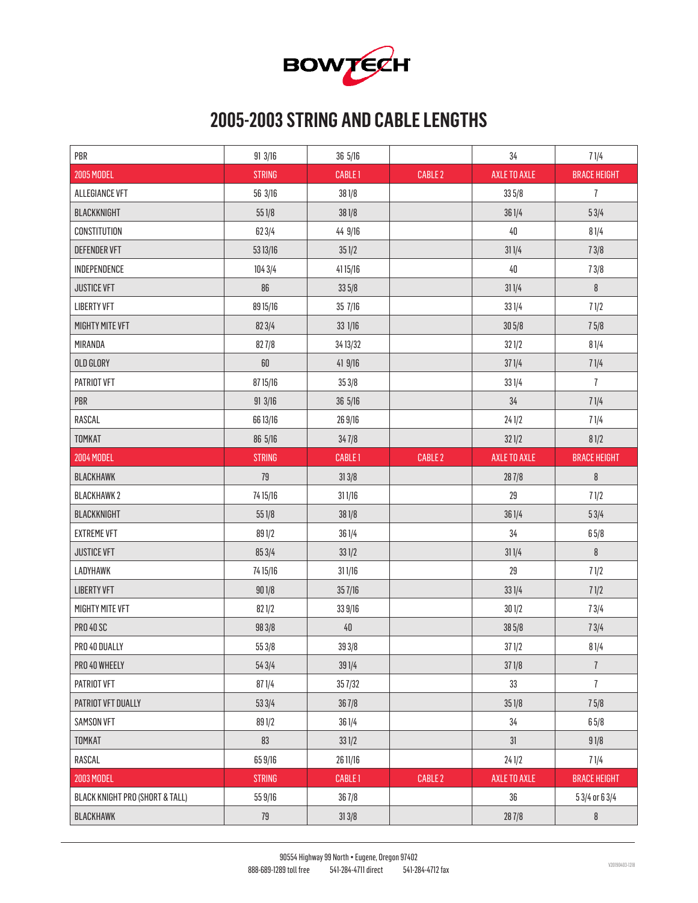# 2005-2003 STRING AND CABLE LENGTHS

| | | | | | |
|---|---|---|---|---|---|
| PBR | 91 3/16 | 36 5/16 | | 34 | 7 1/4 |
| 2005 MODEL | STRING | CABLE 1 | CABLE 2 | AXLE TO AXLE | BRACE HEIGHT |
| ALLEGIANCE VFT | 56 3/16 | 38 1/8 | | 33 5/8 | 7 |
| BLACKKNIGHT | 55 1/8 | 38 1/8 | | 36 1/4 | 5 3/4 |
| CONSTITUTION | 62 3/4 | 44 9/16 | | 40 | 8 1/4 |
| DEFENDER VFT | 53 13/16 | 35 1/2 | | 31 1/4 | 7 3/8 |
| INDEPENDENCE | 104 3/4 | 41 15/16 | | 40 | 7 3/8 |
| JUSTICE VFT | 86 | 33 5/8 | | 31 1/4 | 8 |
| LIBERTY VFT | 89 15/16 | 35 7/16 | | 33 1/4 | 7 1/2 |
| MIGHTY MITE VFT | 82 3/4 | 33 1/16 | | 30 5/8 | 7 5/8 |
| MIRANDA | 82 7/8 | 34 13/32 | | 32 1/2 | 8 1/4 |
| OLD GLORY | 60 | 41 9/16 | | 37 1/4 | 7 1/4 |
| PATRIOT VFT | 87 15/16 | 35 3/8 | | 33 1/4 | 7 |
| PBR | 91 3/16 | 36 5/16 | | 34 | 7 1/4 |
| RASCAL | 66 13/16 | 26 9/16 | | 24 1/2 | 7 1/4 |
| TOMKAT | 86 5/16 | 34 7/8 | | 32 1/2 | 8 1/2 |
| 2004 MODEL | STRING | CABLE 1 | CABLE 2 | AXLE TO AXLE | BRACE HEIGHT |
| BLACKHAWK | 79 | 31 3/8 | | 28 7/8 | 8 |
| BLACKHAWK 2 | 74 15/16 | 31 1/16 | | 29 | 7 1/2 |
| BLACKKNIGHT | 55 1/8 | 38 1/8 | | 36 1/4 | 5 3/4 |
| EXTREME VFT | 89 1/2 | 36 1/4 | | 34 | 6 5/8 |
| JUSTICE VFT | 85 3/4 | 33 1/2 | | 31 1/4 | 8 |
| LADYHAWK | 74 15/16 | 31 1/16 | | 29 | 7 1/2 |
| LIBERTY VFT | 90 1/8 | 35 7/16 | | 33 1/4 | 7 1/2 |
| MIGHTY MITE VFT | 82 1/2 | 33 9/16 | | 30 1/2 | 7 3/4 |
| PRO 40 SC | 98 3/8 | 40 | | 38 5/8 | 7 3/4 |
| PRO 40 DUALLY | 55 3/8 | 39 3/8 | | 37 1/2 | 8 1/4 |
| PRO 40 WHEELY | 54 3/4 | 39 1/4 | | 37 1/8 | 7 |
| PATRIOT VFT | 87 1/4 | 35 7/32 | | 33 | 7 |
| PATRIOT VFT DUALLY | 53 3/4 | 36 7/8 | | 35 1/8 | 7 5/8 |
| SAMSON VFT | 89 1/2 | 36 1/4 | | 34 | 6 5/8 |
| TOMKAT | 83 | 33 1/2 | | 31 | 9 1/8 |
| RASCAL | 65 9/16 | 26 11/16 | | 24 1/2 | 7 1/4 |
| 2003 MODEL | STRING | CABLE 1 | CABLE 2 | AXLE TO AXLE | BRACE HEIGHT |
| BLACK KNIGHT PRO (SHORT & TALL) | 55 9/16 | 36 7/8 | | 36 | 5 3/4 or 6 3/4 |
| BLACKHAWK | 79 | 31 3/8 | | 28 7/8 | 8 |

90554 Highway 99 North • Eugene, Oregon 97402
888-689-1289 toll free 541-284-4711 direct 541-284-4712 fax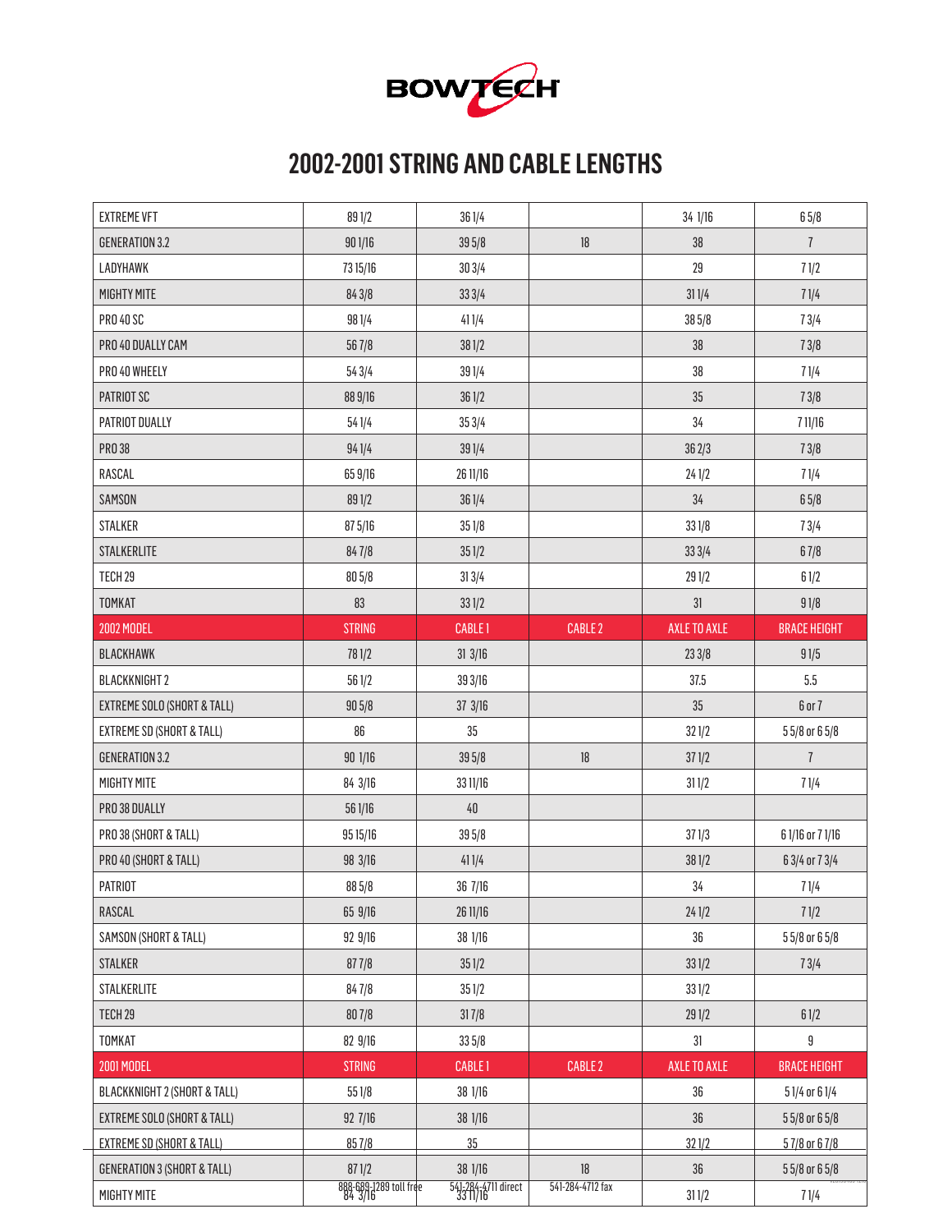# 2002-2001 STRING AND CABLE LENGTHS

| | | | | | |
|---|---|---|---|---|---|
| EXTREME VFT | 89 1/2 | 36 1/4 | | 34 1/16 | 6 5/8 |
| GENERATION 3.2 | 90 1/16 | 39 5/8 | 18 | 38 | 7 |
| LADYHAWK | 73 15/16 | 30 3/4 | | 29 | 7 1/2 |
| MIGHTY MITE | 84 3/8 | 33 3/4 | | 31 1/4 | 7 1/4 |
| PRO 40 SC | 98 1/4 | 41 1/4 | | 38 5/8 | 7 3/4 |
| PRO 40 DUALLY CAM | 56 7/8 | 38 1/2 | | 38 | 7 3/8 |
| PRO 40 WHEELY | 54 3/4 | 39 1/4 | | 38 | 7 1/4 |
| PATRIOT SC | 88 9/16 | 36 1/2 | | 35 | 7 3/8 |
| PATRIOT DUALLY | 54 1/4 | 35 3/4 | | 34 | 7 11/16 |
| PRO 38 | 94 1/4 | 39 1/4 | | 36 2/3 | 7 3/8 |
| RASCAL | 65 9/16 | 26 11/16 | | 24 1/2 | 7 1/4 |
| SAMSON | 89 1/2 | 36 1/4 | | 34 | 6 5/8 |
| STALKER | 87 5/16 | 35 1/8 | | 33 1/8 | 7 3/4 |
| STALKERLITE | 84 7/8 | 35 1/2 | | 33 3/4 | 6 7/8 |
| TECH 29 | 80 5/8 | 31 3/4 | | 29 1/2 | 6 1/2 |
| TOMKAT | 83 | 33 1/2 | | 31 | 9 1/8 |
| **2002 MODEL** | **STRING** | **CABLE 1** | **CABLE 2** | **AXLE TO AXLE** | **BRACE HEIGHT** |
| BLACKHAWK | 78 1/2 | 31 3/16 | | 23 3/8 | 9 1/5 |
| BLACKKNIGHT 2 | 56 1/2 | 39 3/16 | | 37.5 | 5.5 |
| EXTREME SOLO (SHORT & TALL) | 90 5/8 | 37 3/16 | | 35 | 6 or 7 |
| EXTREME SD (SHORT & TALL) | 86 | 35 | | 32 1/2 | 5 5/8 or 6 5/8 |
| GENERATION 3.2 | 90 1/16 | 39 5/8 | 18 | 37 1/2 | 7 |
| MIGHTY MITE | 84 3/16 | 33 11/16 | | 31 1/2 | 7 1/4 |
| PRO 38 DUALLY | 56 1/16 | 40 | | | |
| PRO 38 (SHORT & TALL) | 95 15/16 | 39 5/8 | | 37 1/3 | 6 1/16 or 7 1/16 |
| PRO 40 (SHORT & TALL) | 98 3/16 | 41 1/4 | | 38 1/2 | 6 3/4 or 7 3/4 |
| PATRIOT | 88 5/8 | 36 7/16 | | 34 | 7 1/4 |
| RASCAL | 65 9/16 | 26 11/16 | | 24 1/2 | 7 1/2 |
| SAMSON (SHORT & TALL) | 92 9/16 | 38 1/16 | | 36 | 5 5/8 or 6 5/8 |
| STALKER | 87 7/8 | 35 1/2 | | 33 1/2 | 7 3/4 |
| STALKERLITE | 84 7/8 | 35 1/2 | | 33 1/2 | |
| TECH 29 | 80 7/8 | 31 7/8 | | 29 1/2 | 6 1/2 |
| TOMKAT | 82 9/16 | 33 5/8 | | 31 | 9 |
| **2001 MODEL** | **STRING** | **CABLE 1** | **CABLE 2** | **AXLE TO AXLE** | **BRACE HEIGHT** |
| BLACKKNIGHT 2 (SHORT & TALL) | 55 1/8 | 38 1/16 | | 36 | 5 1/4 or 6 1/4 |
| EXTREME SOLO (SHORT & TALL) | 92 7/16 | 38 1/16 | | 36 | 5 5/8 or 6 5/8 |
| EXTREME SD (SHORT & TALL) | 85 7/8 | 35 | | 32 1/2 | 5 7/8 or 6 7/8 |
| GENERATION 3 (SHORT & TALL) | 87 1/2 | 38 1/16 | 18 | 36 | 5 5/8 or 6 5/8 |
| MIGHTY MITE | 84 3/16 | 33 11/16 | | 31 1/2 | 7 1/4 |

888-689-1289 toll free 541-284-4711 direct 541-284-4712 fax